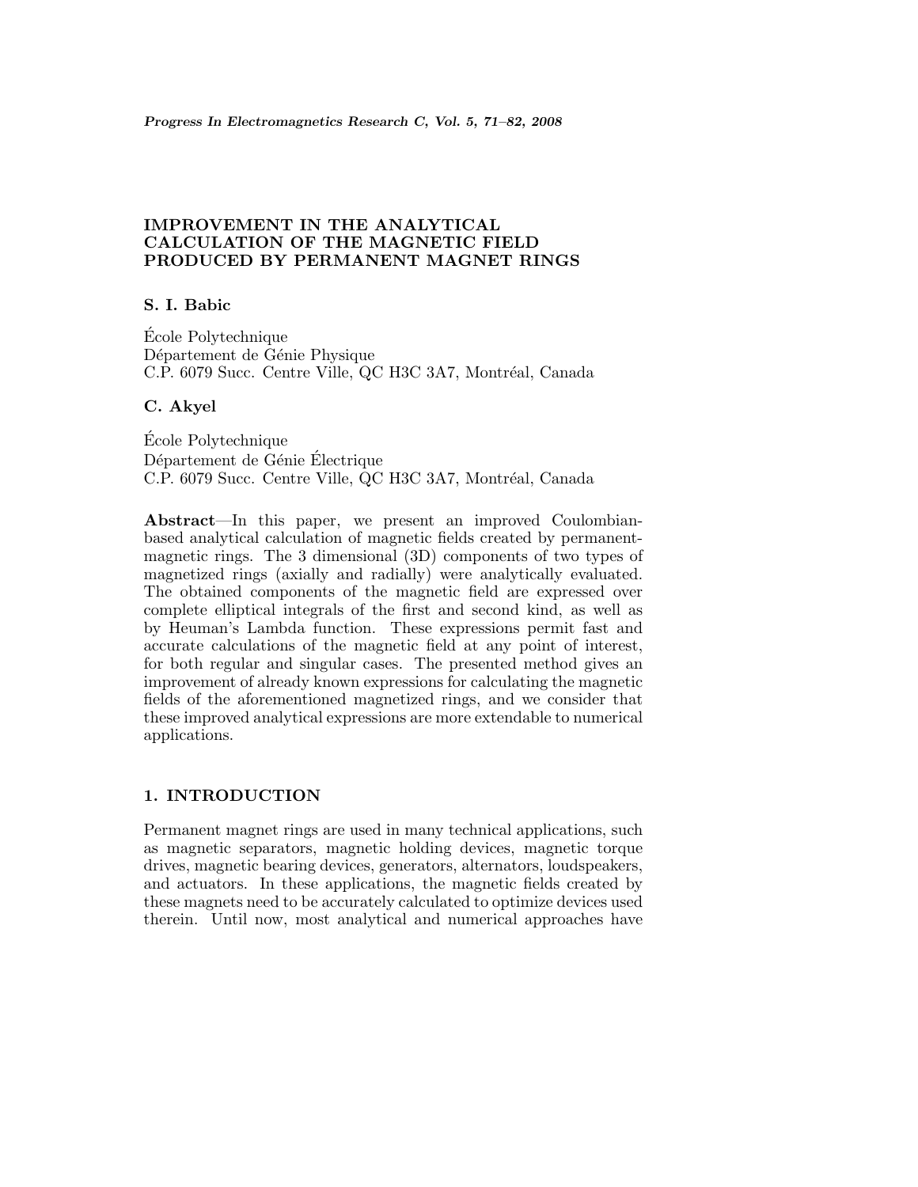# IMPROVEMENT IN THE ANALYTICAL CALCULATION OF THE MAGNETIC FIELD PRODUCED BY PERMANENT MAGNET RINGS

**S. I. Babic**

École Polytechnique
Département de Génie Physique
C.P. 6079 Succ. Centre Ville, QC H3C 3A7, Montréal, Canada

**C. Akyel**

École Polytechnique
Département de Génie Électrique
C.P. 6079 Succ. Centre Ville, QC H3C 3A7, Montréal, Canada

**Abstract**—In this paper, we present an improved Coulombian-based analytical calculation of magnetic fields created by permanent-magnetic rings. The 3 dimensional (3D) components of two types of magnetized rings (axially and radially) were analytically evaluated. The obtained components of the magnetic field are expressed over complete elliptical integrals of the first and second kind, as well as by Heuman's Lambda function. These expressions permit fast and accurate calculations of the magnetic field at any point of interest, for both regular and singular cases. The presented method gives an improvement of already known expressions for calculating the magnetic fields of the aforementioned magnetized rings, and we consider that these improved analytical expressions are more extendable to numerical applications.

## 1. INTRODUCTION

Permanent magnet rings are used in many technical applications, such as magnetic separators, magnetic holding devices, magnetic torque drives, magnetic bearing devices, generators, alternators, loudspeakers, and actuators. In these applications, the magnetic fields created by these magnets need to be accurately calculated to optimize devices used therein. Until now, most analytical and numerical approaches have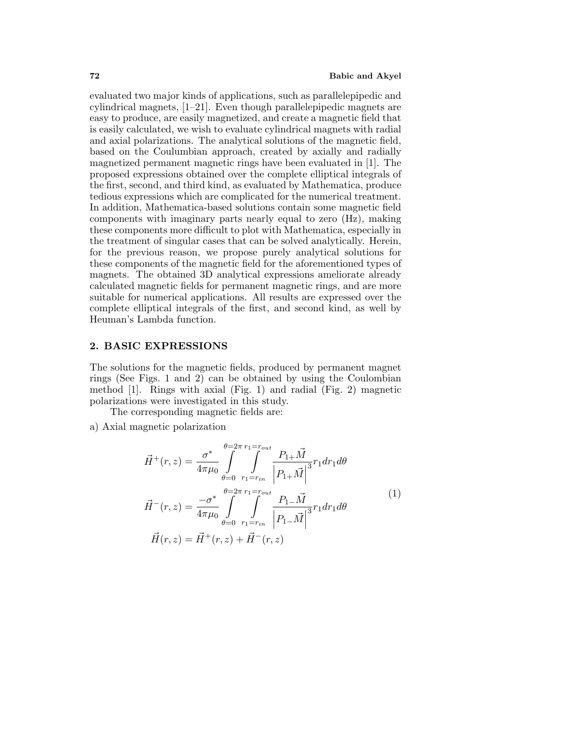evaluated two major kinds of applications, such as parallelepipedic and cylindrical magnets, [1–21]. Even though parallelepipedic magnets are easy to produce, are easily magnetized, and create a magnetic field that is easily calculated, we wish to evaluate cylindrical magnets with radial and axial polarizations. The analytical solutions of the magnetic field, based on the Coulumbian approach, created by axially and radially magnetized permanent magnetic rings have been evaluated in [1]. The proposed expressions obtained over the complete elliptical integrals of the first, second, and third kind, as evaluated by Mathematica, produce tedious expressions which are complicated for the numerical treatment. In addition, Mathematica-based solutions contain some magnetic field components with imaginary parts nearly equal to zero (Hz), making these components more difficult to plot with Mathematica, especially in the treatment of singular cases that can be solved analytically. Herein, for the previous reason, we propose purely analytical solutions for these components of the magnetic field for the aforementioned types of magnets. The obtained 3D analytical expressions ameliorate already calculated magnetic fields for permanent magnetic rings, and are more suitable for numerical applications. All results are expressed over the complete elliptical integrals of the first, and second kind, as well by Heuman's Lambda function.

## 2. BASIC EXPRESSIONS

The solutions for the magnetic fields, produced by permanent magnet rings (See Figs. 1 and 2) can be obtained by using the Coulombian method [1]. Rings with axial (Fig. 1) and radial (Fig. 2) magnetic polarizations were investigated in this study.

The corresponding magnetic fields are:

a) Axial magnetic polarization

$$
\begin{aligned}
\vec{H}^{+}(r,z) &= \frac{\sigma^{*}}{4\pi\mu_0} \int\limits_{\theta=0}^{\theta=2\pi} \int\limits_{r_1=r_{in}}^{r_1=r_{out}} \frac{P_{1+}\vec{M}}{\left|P_{1+}\vec{M}\right|^{3}} r_1 dr_1 d\theta \\
\vec{H}^{-}(r,z) &= \frac{-\sigma^{*}}{4\pi\mu_0} \int\limits_{\theta=0}^{\theta=2\pi} \int\limits_{r_1=r_{in}}^{r_1=r_{out}} \frac{P_{1-}\vec{M}}{\left|P_{1-}\vec{M}\right|^{3}} r_1 dr_1 d\theta \qquad (1) \\
\vec{H}(r,z) &= \vec{H}^{+}(r,z) + \vec{H}^{-}(r,z)
\end{aligned}
$$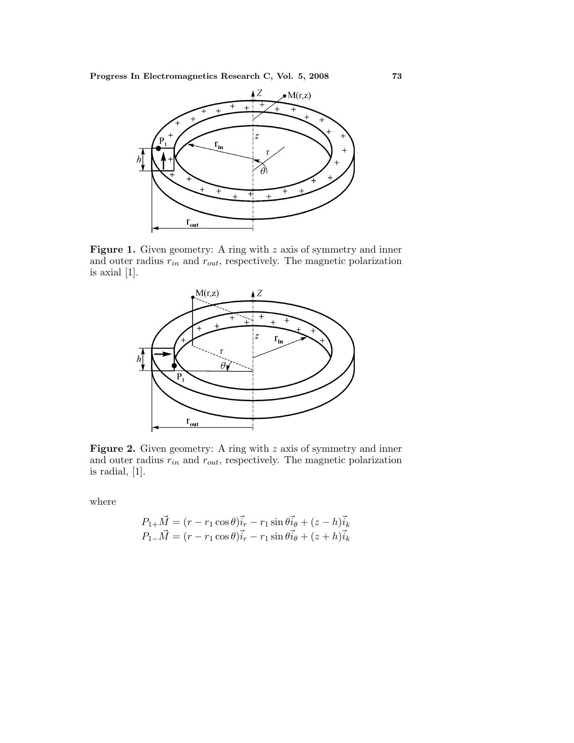**Figure 1.** Given geometry: A ring with $z$ axis of symmetry and inner and outer radius $r_{in}$ and $r_{out}$, respectively. The magnetic polarization is axial [1].

**Figure 2.** Given geometry: A ring with $z$ axis of symmetry and inner and outer radius $r_{in}$ and $r_{out}$, respectively. The magnetic polarization is radial, [1].

where

$$
\begin{aligned}
P_{1+}\vec{M} &= (r - r_1\cos\theta)\vec{i_r} - r_1\sin\theta\vec{i_\theta} + (z-h)\vec{i_k} \\
P_{1-}\vec{M} &= (r - r_1\cos\theta)\vec{i_r} - r_1\sin\theta\vec{i_\theta} + (z+h)\vec{i_k}
\end{aligned}
$$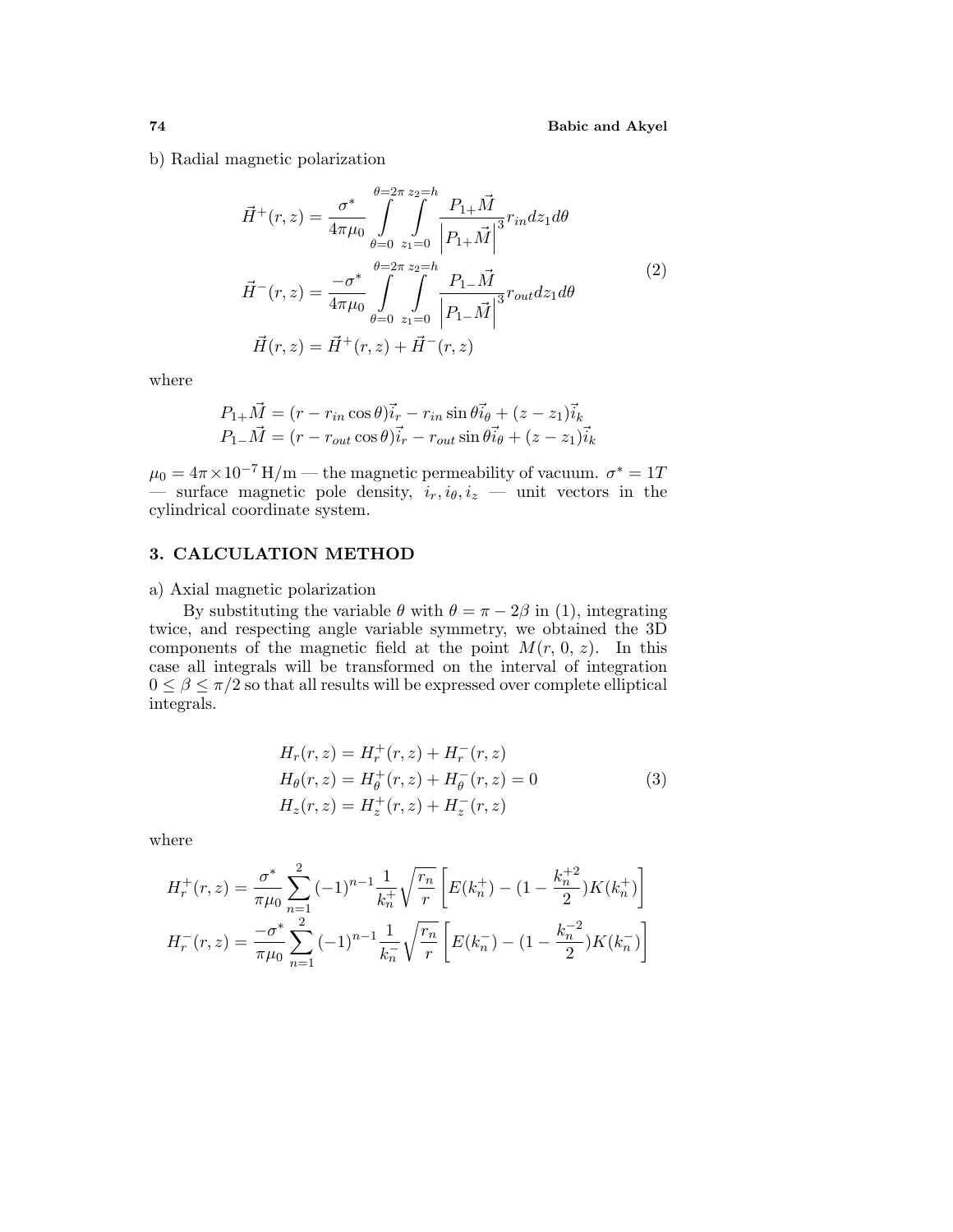b) Radial magnetic polarization

$$
\vec{H}^{+}(r,z) = \frac{\sigma^*}{4\pi\mu_0} \int\limits_{\theta=0}^{\theta=2\pi} \int\limits_{z_1=0}^{z_2=h} \frac{P_{1+}\vec{M}}{\left|P_{1+}\vec{M}\right|^3} r_{in} dz_1 d\theta
$$

$$
\vec{H}^{-}(r,z) = \frac{-\sigma^*}{4\pi\mu_0} \int\limits_{\theta=0}^{\theta=2\pi} \int\limits_{z_1=0}^{z_2=h} \frac{P_{1-}\vec{M}}{\left|P_{1-}\vec{M}\right|^3} r_{out} dz_1 d\theta \tag{2}
$$

$$
\vec{H}(r,z) = \vec{H}^{+}(r,z) + \vec{H}^{-}(r,z)
$$

where

$$
P_{1+}\vec{M} = (r - r_{in}\cos\theta)\vec{i}_r - r_{in}\sin\theta\vec{i}_\theta + (z - z_1)\vec{i}_k
$$
$$
P_{1-}\vec{M} = (r - r_{out}\cos\theta)\vec{i}_r - r_{out}\sin\theta\vec{i}_\theta + (z - z_1)\vec{i}_k
$$

$\mu_0 = 4\pi \times 10^{-7}$ H/m — the magnetic permeability of vacuum. $\sigma^* = 1T$ — surface magnetic pole density, $i_r, i_\theta, i_z$ — unit vectors in the cylindrical coordinate system.

## 3. CALCULATION METHOD

a) Axial magnetic polarization

By substituting the variable $\theta$ with $\theta = \pi - 2\beta$ in (1), integrating twice, and respecting angle variable symmetry, we obtained the 3D components of the magnetic field at the point $M(r, 0, z)$. In this case all integrals will be transformed on the interval of integration $0 \leq \beta \leq \pi/2$ so that all results will be expressed over complete elliptical integrals.

$$
\begin{aligned}
H_r(r,z) &= H_r^{+}(r,z) + H_r^{-}(r,z) \\
H_\theta(r,z) &= H_\theta^{+}(r,z) + H_\theta^{-}(r,z) = 0 \\
H_z(r,z) &= H_z^{+}(r,z) + H_z^{-}(r,z)
\end{aligned} \tag{3}
$$

where

$$
H_r^{+}(r,z) = \frac{\sigma^*}{\pi\mu_0} \sum_{n=1}^{2} (-1)^{n-1} \frac{1}{k_n^{+}} \sqrt{\frac{r_n}{r}} \left[ E(k_n^{+}) - (1 - \frac{k_n^{+2}}{2}) K(k_n^{+}) \right]
$$

$$
H_r^{-}(r,z) = \frac{-\sigma^*}{\pi\mu_0} \sum_{n=1}^{2} (-1)^{n-1} \frac{1}{k_n^{-}} \sqrt{\frac{r_n}{r}} \left[ E(k_n^{-}) - (1 - \frac{k_n^{-2}}{2}) K(k_n^{-}) \right]
$$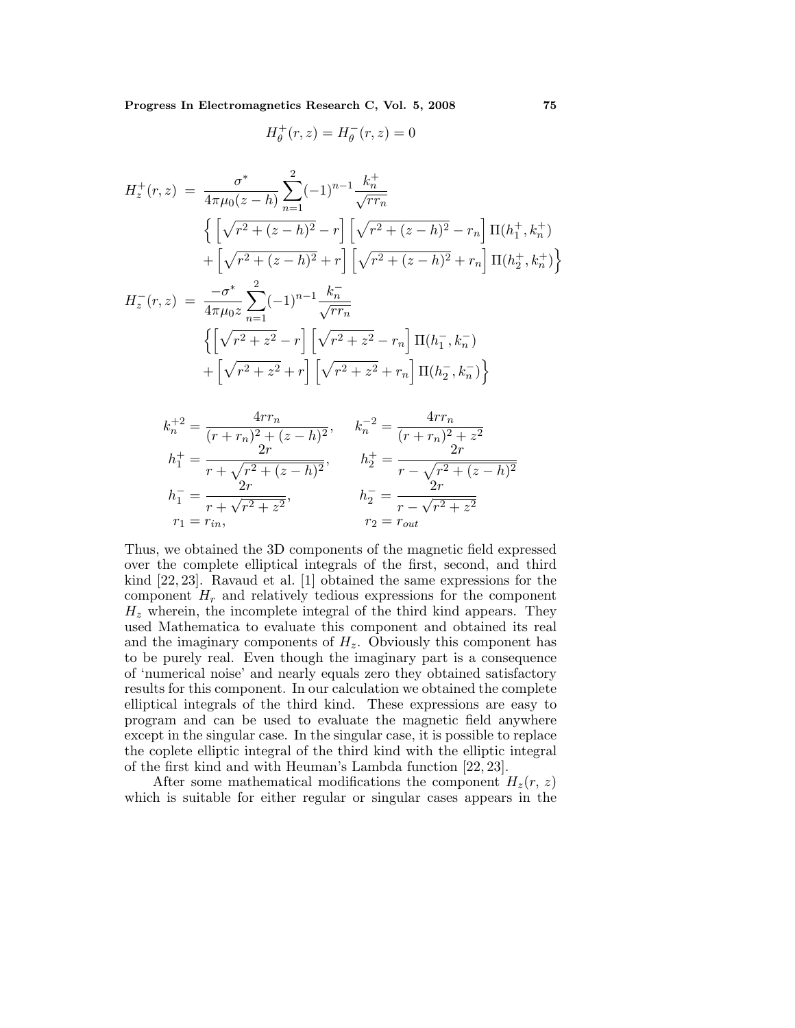$$H_\theta^+(r,z) = H_\theta^-(r,z) = 0$$

$$\begin{aligned}
H_z^+(r,z) &= \frac{\sigma^*}{4\pi\mu_0(z-h)} \sum_{n=1}^{2} (-1)^{n-1} \frac{k_n^+}{\sqrt{rr_n}} \\
&\quad \Big\{ \left[\sqrt{r^2+(z-h)^2} - r\right] \left[\sqrt{r^2+(z-h)^2} - r_n\right] \Pi(h_1^+, k_n^+) \\
&\quad + \left[\sqrt{r^2+(z-h)^2} + r\right] \left[\sqrt{r^2+(z-h)^2} + r_n\right] \Pi(h_2^+, k_n^+) \Big\} \\
H_z^-(r,z) &= \frac{-\sigma^*}{4\pi\mu_0 z} \sum_{n=1}^{2} (-1)^{n-1} \frac{k_n^-}{\sqrt{rr_n}} \\
&\quad \Big\{ \left[\sqrt{r^2+z^2} - r\right] \left[\sqrt{r^2+z^2} - r_n\right] \Pi(h_1^-, k_n^-) \\
&\quad + \left[\sqrt{r^2+z^2} + r\right] \left[\sqrt{r^2+z^2} + r_n\right] \Pi(h_2^-, k_n^-) \Big\}
\end{aligned}$$

$$\begin{aligned}
k_n^{+2} &= \frac{4rr_n}{(r+r_n)^2 + (z-h)^2}, & k_n^{-2} &= \frac{4rr_n}{(r+r_n)^2 + z^2} \\
h_1^+ &= \frac{2r}{r + \sqrt{r^2+(z-h)^2}}, & h_2^+ &= \frac{2r}{r - \sqrt{r^2+(z-h)^2}} \\
h_1^- &= \frac{2r}{r + \sqrt{r^2+z^2}}, & h_2^- &= \frac{2r}{r - \sqrt{r^2+z^2}} \\
r_1 &= r_{in}, & r_2 &= r_{out}
\end{aligned}$$

Thus, we obtained the 3D components of the magnetic field expressed over the complete elliptical integrals of the first, second, and third kind [22, 23]. Ravaud et al. [1] obtained the same expressions for the component $H_r$ and relatively tedious expressions for the component $H_z$ wherein, the incomplete integral of the third kind appears. They used Mathematica to evaluate this component and obtained its real and the imaginary components of $H_z$. Obviously this component has to be purely real. Even though the imaginary part is a consequence of 'numerical noise' and nearly equals zero they obtained satisfactory results for this component. In our calculation we obtained the complete elliptical integrals of the third kind. These expressions are easy to program and can be used to evaluate the magnetic field anywhere except in the singular case. In the singular case, it is possible to replace the coplete elliptic integral of the third kind with the elliptic integral of the first kind and with Heuman's Lambda function [22, 23].

After some mathematical modifications the component $H_z(r, z)$ which is suitable for either regular or singular cases appears in the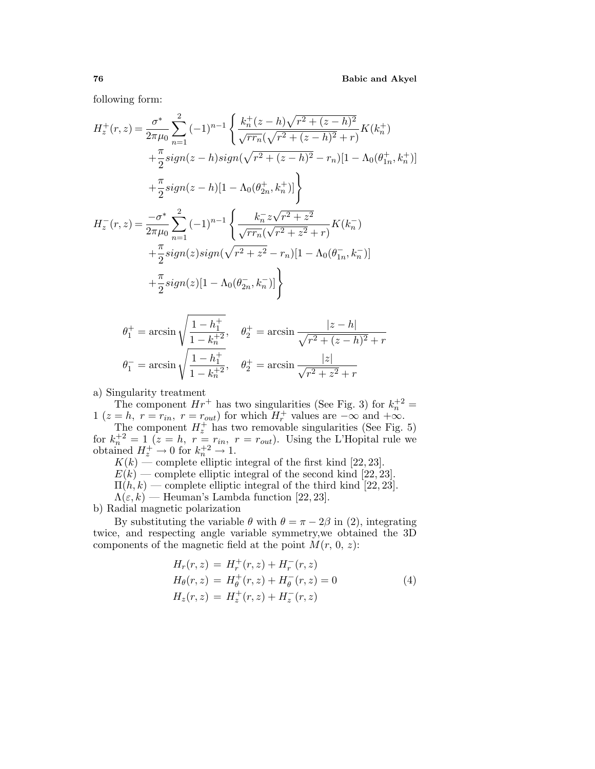following form:

$$
\begin{aligned}
H_z^+(r,z) = \frac{\sigma^*}{2\pi\mu_0}\sum_{n=1}^{2}(-1)^{n-1}\Bigg\{ & \frac{k_n^+(z-h)\sqrt{r^2+(z-h)^2}}{\sqrt{rr_n}(\sqrt{r^2+(z-h)^2}+r)}K(k_n^+) \\
& + \frac{\pi}{2} sign(z-h) sign(\sqrt{r^2+(z-h)^2}-r_n)[1-\Lambda_0(\theta_{1n}^+,k_n^+)] \\
& + \frac{\pi}{2} sign(z-h)[1-\Lambda_0(\theta_{2n}^+,k_n^+)]\Bigg\}
\end{aligned}
$$

$$
\begin{aligned}
H_z^-(r,z) = \frac{-\sigma^*}{2\pi\mu_0}\sum_{n=1}^{2}(-1)^{n-1}\Bigg\{ & \frac{k_n^- z\sqrt{r^2+z^2}}{\sqrt{rr_n}(\sqrt{r^2+z^2}+r)}K(k_n^-) \\
& + \frac{\pi}{2} sign(z) sign(\sqrt{r^2+z^2}-r_n)[1-\Lambda_0(\theta_{1n}^-,k_n^-)] \\
& + \frac{\pi}{2} sign(z)[1-\Lambda_0(\theta_{2n}^-,k_n^-)]\Bigg\}
\end{aligned}
$$

$$
\theta_1^+ = \arcsin\sqrt{\frac{1-h_1^+}{1-k_n^{+2}}}, \quad \theta_2^+ = \arcsin\frac{|z-h|}{\sqrt{r^2+(z-h)^2}+r}
$$

$$
\theta_1^- = \arcsin\sqrt{\frac{1-h_1^+}{1-k_n^{+2}}}, \quad \theta_2^+ = \arcsin\frac{|z|}{\sqrt{r^2+z^2}+r}
$$

a) Singularity treatment

The component $Hr^+$ has two singularities (See Fig. 3) for $k_n^{+2} = 1$ ($z = h,\ r = r_{in},\ r = r_{out}$) for which $H_r^+$ values are $-\infty$ and $+\infty$.

The component $H_z^+$ has two removable singularities (See Fig. 5) for $k_n^{+2} = 1$ ($z = h,\ r = r_{in},\ r = r_{out}$). Using the L'Hopital rule we obtained $H_z^+ \to 0$ for $k_n^{+2} \to 1$.

$K(k)$ — complete elliptic integral of the first kind [22, 23].

$E(k)$ — complete elliptic integral of the second kind [22, 23].

$\Pi(h, k)$ — complete elliptic integral of the third kind [22, 23].

$\Lambda(\varepsilon, k)$ — Heuman's Lambda function [22, 23].

b) Radial magnetic polarization

By substituting the variable $\theta$ with $\theta = \pi - 2\beta$ in (2), integrating twice, and respecting angle variable symmetry,we obtained the 3D components of the magnetic field at the point $M(r,\ 0,\ z)$:

$$
\begin{aligned}
H_r(r,z) &= H_r^+(r,z) + H_r^-(r,z) \\
H_\theta(r,z) &= H_\theta^+(r,z) + H_\theta^-(r,z) = 0 \\
H_z(r,z) &= H_z^+(r,z) + H_z^-(r,z)
\end{aligned} \tag{4}
$$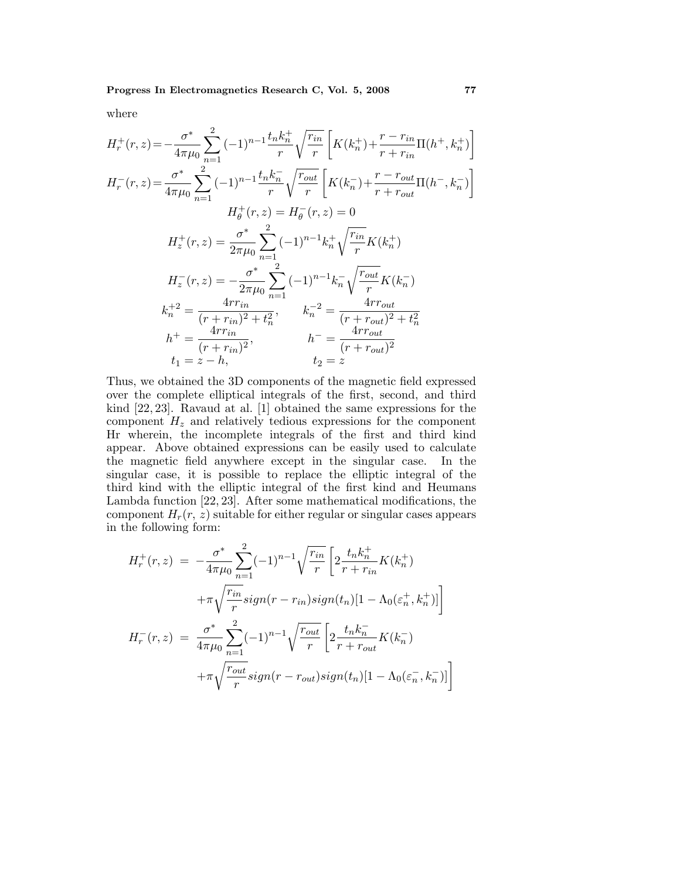where

$$H_r^+(r,z) = -\frac{\sigma^*}{4\pi\mu_0}\sum_{n=1}^{2}(-1)^{n-1}\frac{t_n k_n^+}{r}\sqrt{\frac{r_{in}}{r}}\left[K(k_n^+) + \frac{r-r_{in}}{r+r_{in}}\Pi(h^+, k_n^+)\right]$$

$$H_r^-(r,z) = \frac{\sigma^*}{4\pi\mu_0}\sum_{n=1}^{2}(-1)^{n-1}\frac{t_n k_n^-}{r}\sqrt{\frac{r_{out}}{r}}\left[K(k_n^-) + \frac{r-r_{out}}{r+r_{out}}\Pi(h^-, k_n^-)\right]$$

$$H_\theta^+(r,z) = H_\theta^-(r,z) = 0$$

$$H_z^+(r,z) = \frac{\sigma^*}{2\pi\mu_0}\sum_{n=1}^{2}(-1)^{n-1}k_n^+\sqrt{\frac{r_{in}}{r}}K(k_n^+)$$

$$H_z^-(r,z) = -\frac{\sigma^*}{2\pi\mu_0}\sum_{n=1}^{2}(-1)^{n-1}k_n^-\sqrt{\frac{r_{out}}{r}}K(k_n^-)$$

$$k_n^{+2} = \frac{4rr_{in}}{(r+r_{in})^2 + t_n^2}, \qquad k_n^{-2} = \frac{4rr_{out}}{(r+r_{out})^2 + t_n^2}$$

$$h^+ = \frac{4rr_{in}}{(r+r_{in})^2}, \qquad h^- = \frac{4rr_{out}}{(r+r_{out})^2}$$

$$t_1 = z-h, \qquad t_2 = z$$

Thus, we obtained the 3D components of the magnetic field expressed over the complete elliptical integrals of the first, second, and third kind [22, 23]. Ravaud at al. [1] obtained the same expressions for the component $H_z$ and relatively tedious expressions for the component Hr wherein, the incomplete integrals of the first and third kind appear. Above obtained expressions can be easily used to calculate the magnetic field anywhere except in the singular case. In the singular case, it is possible to replace the elliptic integral of the third kind with the elliptic integral of the first kind and Heumans Lambda function [22, 23]. After some mathematical modifications, the component $H_r(r, z)$ suitable for either regular or singular cases appears in the following form:

$$\begin{aligned}
H_r^+(r,z) &= -\frac{\sigma^*}{4\pi\mu_0}\sum_{n=1}^{2}(-1)^{n-1}\sqrt{\frac{r_{in}}{r}}\left[2\frac{t_n k_n^+}{r+r_{in}}K(k_n^+)\right. \\
&\quad \left. +\pi\sqrt{\frac{r_{in}}{r}}sign(r-r_{in})sign(t_n)[1-\Lambda_0(\varepsilon_n^+, k_n^+)]\right] \\
H_r^-(r,z) &= \frac{\sigma^*}{4\pi\mu_0}\sum_{n=1}^{2}(-1)^{n-1}\sqrt{\frac{r_{out}}{r}}\left[2\frac{t_n k_n^-}{r+r_{out}}K(k_n^-)\right. \\
&\quad \left. +\pi\sqrt{\frac{r_{out}}{r}}sign(r-r_{out})sign(t_n)[1-\Lambda_0(\varepsilon_n^-, k_n^-)]\right]
\end{aligned}$$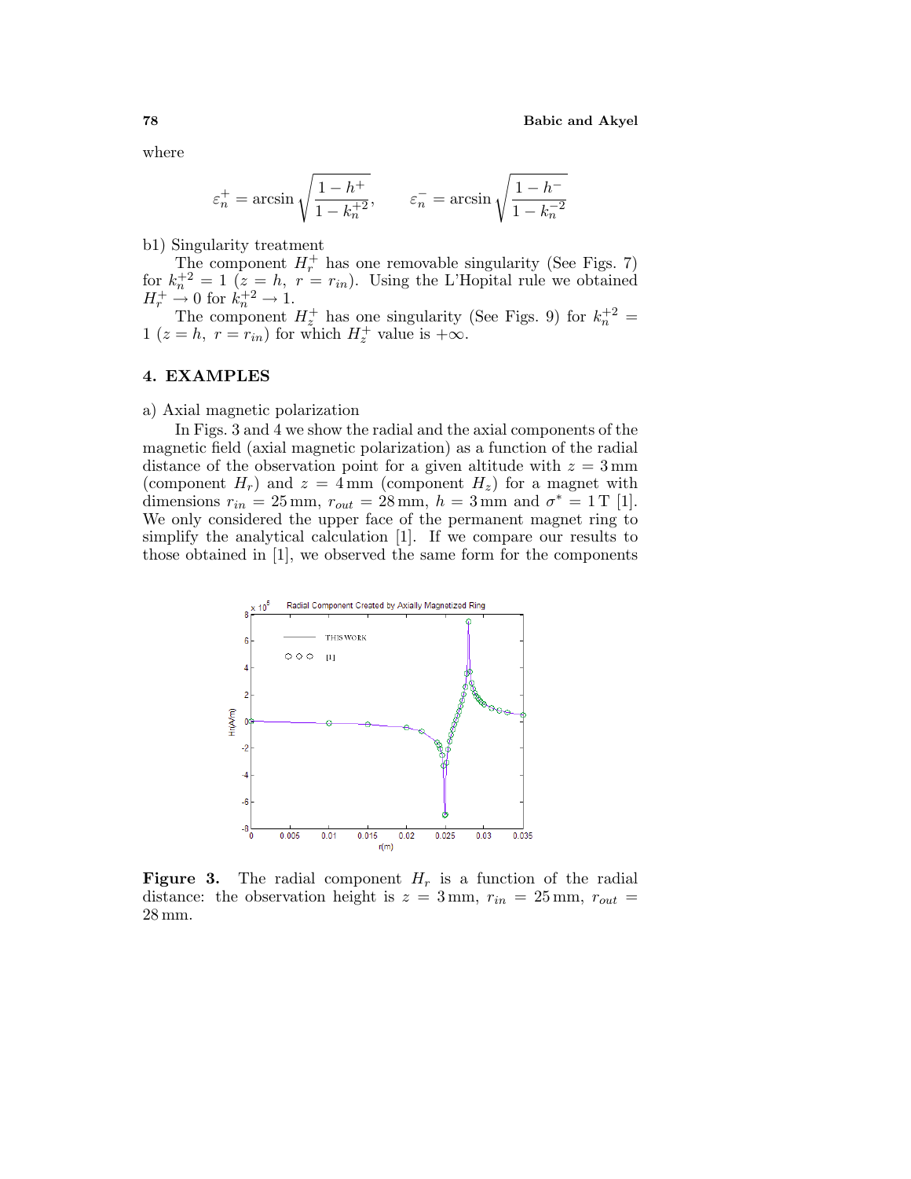where

$$\varepsilon_n^+ = \arcsin\sqrt{\frac{1-h^+}{1-k_n^{+2}}}, \qquad \varepsilon_n^- = \arcsin\sqrt{\frac{1-h^-}{1-k_n^{-2}}}$$

b1) Singularity treatment

The component $H_r^+$ has one removable singularity (See Figs. 7) for $k_n^{+2} = 1$ ($z = h$, $r = r_{in}$). Using the L'Hopital rule we obtained $H_r^+ \to 0$ for $k_n^{+2} \to 1$.

The component $H_z^+$ has one singularity (See Figs. 9) for $k_n^{+2} = 1$ ($z = h$, $r = r_{in}$) for which $H_z^+$ value is $+\infty$.

## 4. EXAMPLES

a) Axial magnetic polarization

In Figs. 3 and 4 we show the radial and the axial components of the magnetic field (axial magnetic polarization) as a function of the radial distance of the observation point for a given altitude with $z = 3\,\text{mm}$ (component $H_r$) and $z = 4\,\text{mm}$ (component $H_z$) for a magnet with dimensions $r_{in} = 25\,\text{mm}$, $r_{out} = 28\,\text{mm}$, $h = 3\,\text{mm}$ and $\sigma^* = 1\,\text{T}$ [1]. We only considered the upper face of the permanent magnet ring to simplify the analytical calculation [1]. If we compare our results to those obtained in [1], we observed the same form for the components

**Figure 3.** The radial component $H_r$ is a function of the radial distance: the observation height is $z = 3\,\text{mm}$, $r_{in} = 25\,\text{mm}$, $r_{out} = 28\,\text{mm}$.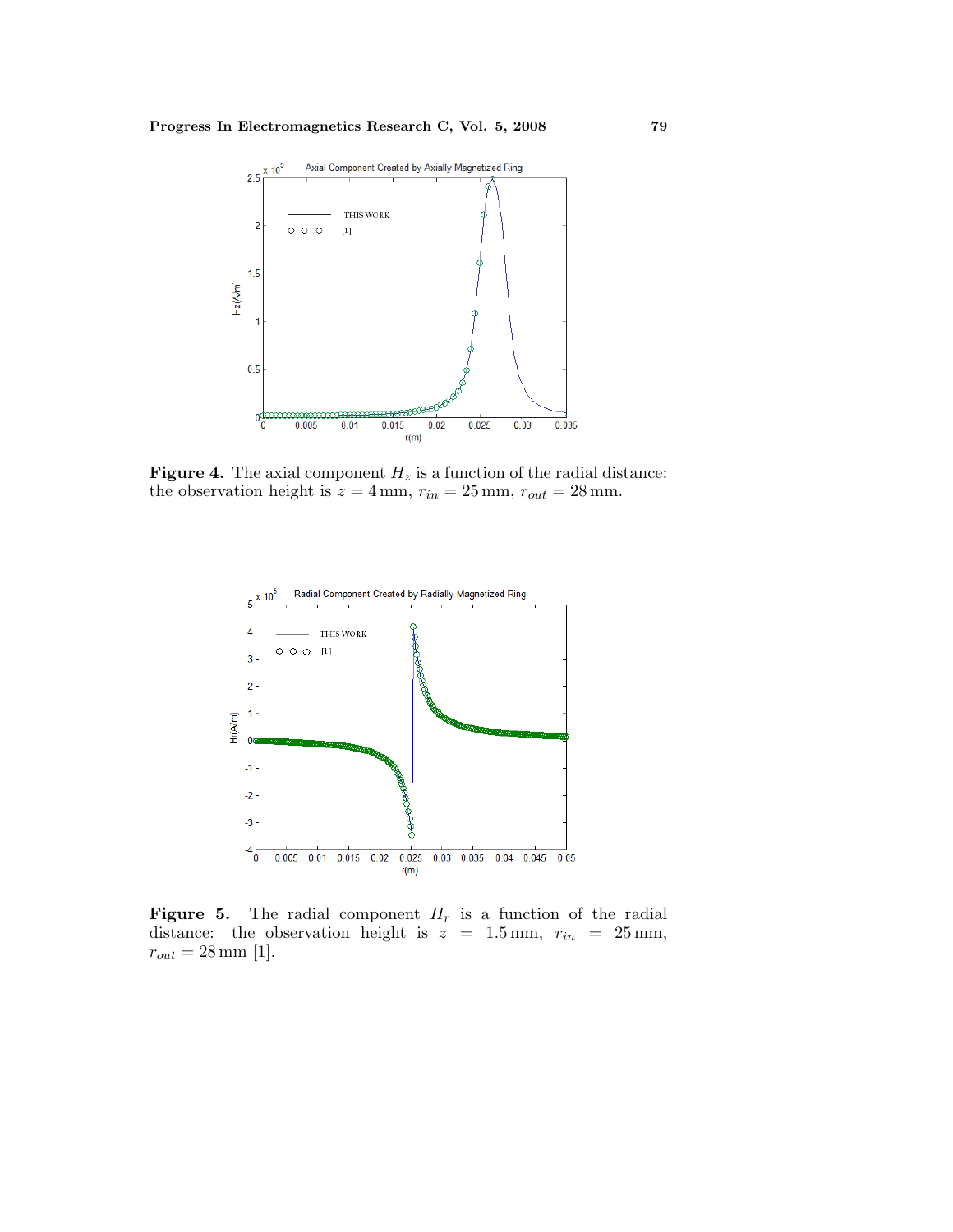**Figure 4.** The axial component $H_z$ is a function of the radial distance: the observation height is $z = 4\,\text{mm}$, $r_{in} = 25\,\text{mm}$, $r_{out} = 28\,\text{mm}$.

**Figure 5.** The radial component $H_r$ is a function of the radial distance: the observation height is $z = 1.5\,\text{mm}$, $r_{in} = 25\,\text{mm}$, $r_{out} = 28\,\text{mm}$ [1].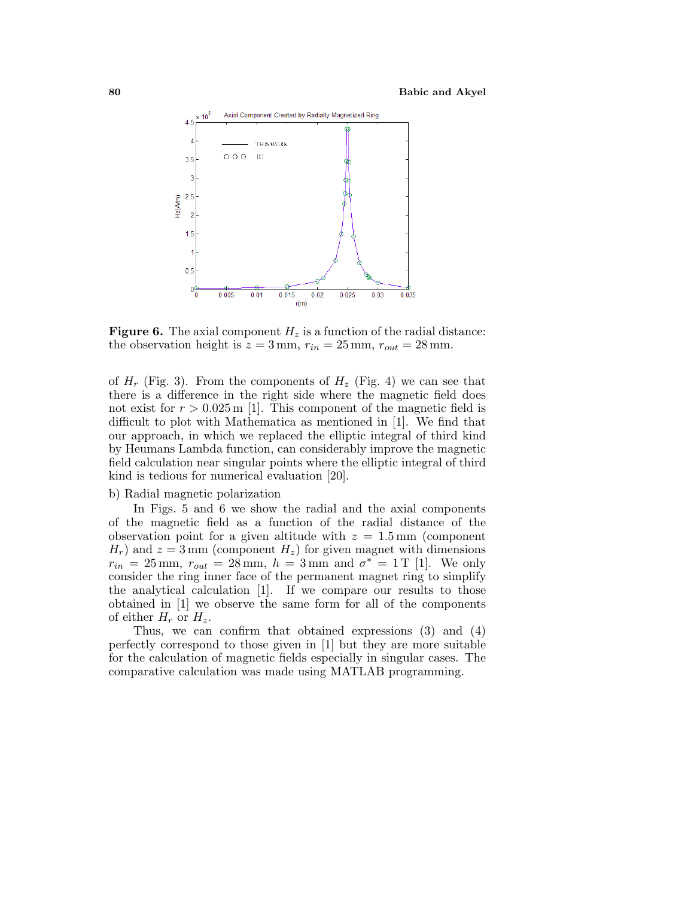**Figure 6.** The axial component $H_z$ is a function of the radial distance: the observation height is $z = 3\,\text{mm}$, $r_{in} = 25\,\text{mm}$, $r_{out} = 28\,\text{mm}$.

of $H_r$ (Fig. 3). From the components of $H_z$ (Fig. 4) we can see that there is a difference in the right side where the magnetic field does not exist for $r > 0.025\,\text{m}$ [1]. This component of the magnetic field is difficult to plot with Mathematica as mentioned in [1]. We find that our approach, in which we replaced the elliptic integral of third kind by Heumans Lambda function, can considerably improve the magnetic field calculation near singular points where the elliptic integral of third kind is tedious for numerical evaluation [20].

b) Radial magnetic polarization

In Figs. 5 and 6 we show the radial and the axial components of the magnetic field as a function of the radial distance of the observation point for a given altitude with $z = 1.5\,\text{mm}$ (component $H_r$) and $z = 3\,\text{mm}$ (component $H_z$) for given magnet with dimensions $r_{in} = 25\,\text{mm}$, $r_{out} = 28\,\text{mm}$, $h = 3\,\text{mm}$ and $\sigma^* = 1\,\text{T}$ [1]. We only consider the ring inner face of the permanent magnet ring to simplify the analytical calculation [1]. If we compare our results to those obtained in [1] we observe the same form for all of the components of either $H_r$ or $H_z$.

Thus, we can confirm that obtained expressions (3) and (4) perfectly correspond to those given in [1] but they are more suitable for the calculation of magnetic fields especially in singular cases. The comparative calculation was made using MATLAB programming.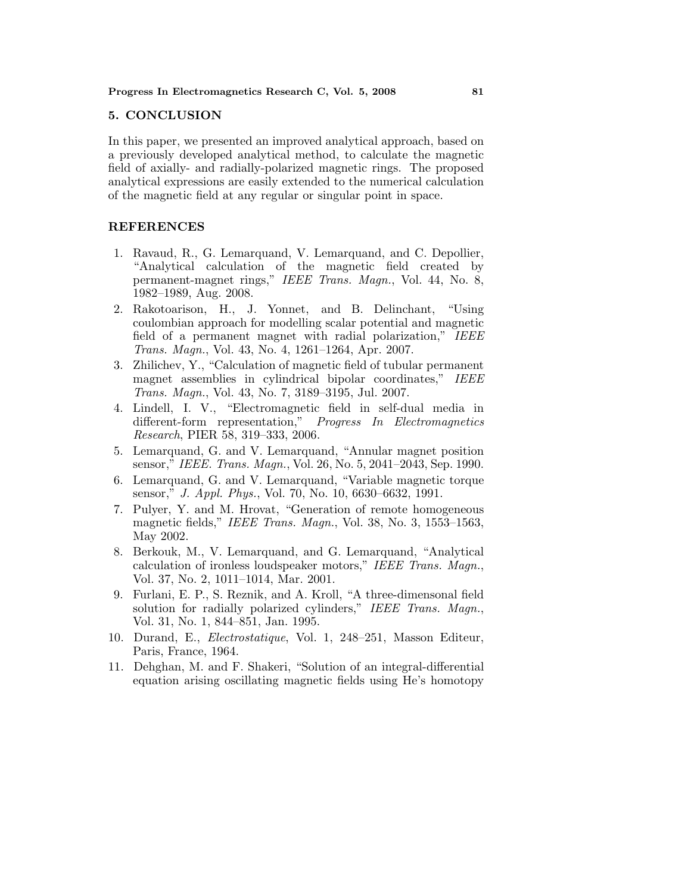## 5. CONCLUSION

In this paper, we presented an improved analytical approach, based on a previously developed analytical method, to calculate the magnetic field of axially- and radially-polarized magnetic rings. The proposed analytical expressions are easily extended to the numerical calculation of the magnetic field at any regular or singular point in space.

## REFERENCES

1. Ravaud, R., G. Lemarquand, V. Lemarquand, and C. Depollier, "Analytical calculation of the magnetic field created by permanent-magnet rings," *IEEE Trans. Magn.*, Vol. 44, No. 8, 1982–1989, Aug. 2008.
2. Rakotoarison, H., J. Yonnet, and B. Delinchant, "Using coulombian approach for modelling scalar potential and magnetic field of a permanent magnet with radial polarization," *IEEE Trans. Magn.*, Vol. 43, No. 4, 1261–1264, Apr. 2007.
3. Zhilichev, Y., "Calculation of magnetic field of tubular permanent magnet assemblies in cylindrical bipolar coordinates," *IEEE Trans. Magn.*, Vol. 43, No. 7, 3189–3195, Jul. 2007.
4. Lindell, I. V., "Electromagnetic field in self-dual media in different-form representation," *Progress In Electromagnetics Research*, PIER 58, 319–333, 2006.
5. Lemarquand, G. and V. Lemarquand, "Annular magnet position sensor," *IEEE. Trans. Magn.*, Vol. 26, No. 5, 2041–2043, Sep. 1990.
6. Lemarquand, G. and V. Lemarquand, "Variable magnetic torque sensor," *J. Appl. Phys.*, Vol. 70, No. 10, 6630–6632, 1991.
7. Pulyer, Y. and M. Hrovat, "Generation of remote homogeneous magnetic fields," *IEEE Trans. Magn.*, Vol. 38, No. 3, 1553–1563, May 2002.
8. Berkouk, M., V. Lemarquand, and G. Lemarquand, "Analytical calculation of ironless loudspeaker motors," *IEEE Trans. Magn.*, Vol. 37, No. 2, 1011–1014, Mar. 2001.
9. Furlani, E. P., S. Reznik, and A. Kroll, "A three-dimensonal field solution for radially polarized cylinders," *IEEE Trans. Magn.*, Vol. 31, No. 1, 844–851, Jan. 1995.
10. Durand, E., *Electrostatique*, Vol. 1, 248–251, Masson Editeur, Paris, France, 1964.
11. Dehghan, M. and F. Shakeri, "Solution of an integral-differential equation arising oscillating magnetic fields using He's homotopy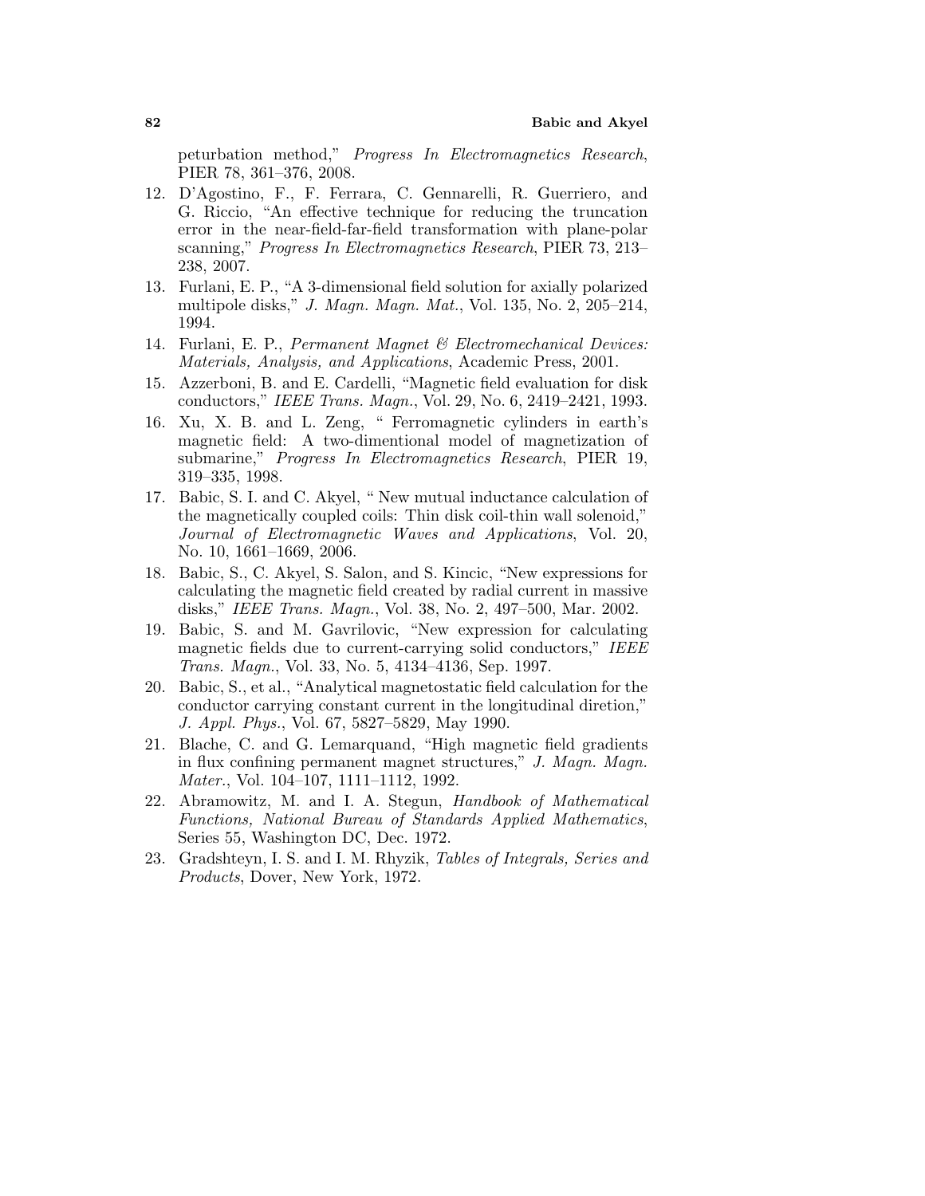peturbation method," *Progress In Electromagnetics Research*, PIER 78, 361–376, 2008.

12. D'Agostino, F., F. Ferrara, C. Gennarelli, R. Guerriero, and G. Riccio, "An effective technique for reducing the truncation error in the near-field-far-field transformation with plane-polar scanning," *Progress In Electromagnetics Research*, PIER 73, 213–238, 2007.
13. Furlani, E. P., "A 3-dimensional field solution for axially polarized multipole disks," *J. Magn. Magn. Mat.*, Vol. 135, No. 2, 205–214, 1994.
14. Furlani, E. P., *Permanent Magnet & Electromechanical Devices: Materials, Analysis, and Applications*, Academic Press, 2001.
15. Azzerboni, B. and E. Cardelli, "Magnetic field evaluation for disk conductors," *IEEE Trans. Magn.*, Vol. 29, No. 6, 2419–2421, 1993.
16. Xu, X. B. and L. Zeng, " Ferromagnetic cylinders in earth's magnetic field: A two-dimentional model of magnetization of submarine," *Progress In Electromagnetics Research*, PIER 19, 319–335, 1998.
17. Babic, S. I. and C. Akyel, " New mutual inductance calculation of the magnetically coupled coils: Thin disk coil-thin wall solenoid," *Journal of Electromagnetic Waves and Applications*, Vol. 20, No. 10, 1661–1669, 2006.
18. Babic, S., C. Akyel, S. Salon, and S. Kincic, "New expressions for calculating the magnetic field created by radial current in massive disks," *IEEE Trans. Magn.*, Vol. 38, No. 2, 497–500, Mar. 2002.
19. Babic, S. and M. Gavrilovic, "New expression for calculating magnetic fields due to current-carrying solid conductors," *IEEE Trans. Magn.*, Vol. 33, No. 5, 4134–4136, Sep. 1997.
20. Babic, S., et al., "Analytical magnetostatic field calculation for the conductor carrying constant current in the longitudinal diretion," *J. Appl. Phys.*, Vol. 67, 5827–5829, May 1990.
21. Blache, C. and G. Lemarquand, "High magnetic field gradients in flux confining permanent magnet structures," *J. Magn. Magn. Mater.*, Vol. 104–107, 1111–1112, 1992.
22. Abramowitz, M. and I. A. Stegun, *Handbook of Mathematical Functions, National Bureau of Standards Applied Mathematics*, Series 55, Washington DC, Dec. 1972.
23. Gradshteyn, I. S. and I. M. Rhyzik, *Tables of Integrals, Series and Products*, Dover, New York, 1972.